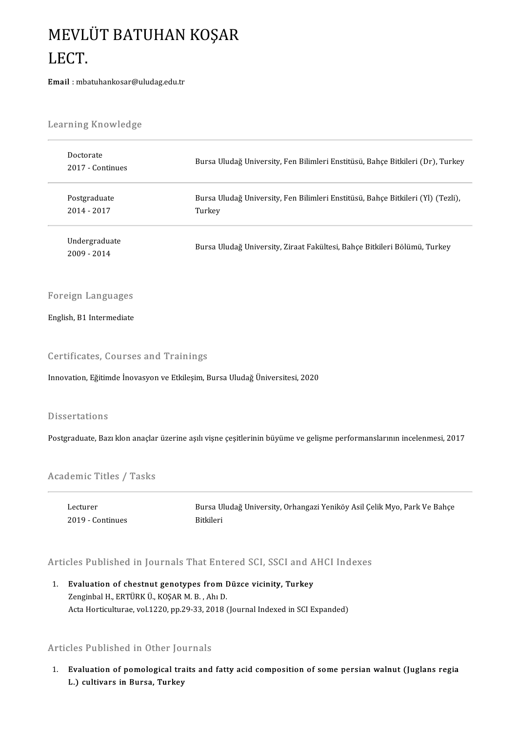# MEVLÜT BATUHAN KOŞAR
# LECT.

**Email** : mbatuhankosar@uludag.edu.tr

## Learning Knowledge

| | |
|---|---|
| Doctorate<br>2017 - Continues | Bursa Uludağ University, Fen Bilimleri Enstitüsü, Bahçe Bitkileri (Dr), Turkey |
| Postgraduate<br>2014 - 2017 | Bursa Uludağ University, Fen Bilimleri Enstitüsü, Bahçe Bitkileri (Yl) (Tezli), Turkey |
| Undergraduate<br>2009 - 2014 | Bursa Uludağ University, Ziraat Fakültesi, Bahçe Bitkileri Bölümü, Turkey |

## Foreign Languages

English, B1 Intermediate

## Certificates, Courses and Trainings

Innovation, Eğitimde İnovasyon ve Etkileşim, Bursa Uludağ Üniversitesi, 2020

## Dissertations

Postgraduate, Bazı klon anaçlar üzerine aşılı vişne çeşitlerinin büyüme ve gelişme performanslarının incelenmesi, 2017

## Academic Titles / Tasks

| | |
|---|---|
| Lecturer<br>2019 - Continues | Bursa Uludağ University, Orhangazi Yeniköy Asil Çelik Myo, Park Ve Bahçe Bitkileri |

## Articles Published in Journals That Entered SCI, SSCI and AHCI Indexes

1. **Evaluation of chestnut genotypes from Düzce vicinity, Turkey**
   Zenginbal H., ERTÜRK Ü., KOŞAR M. B. , Ahı D.
   Acta Horticulturae, vol.1220, pp.29-33, 2018 (Journal Indexed in SCI Expanded)

## Articles Published in Other Journals

1. **Evaluation of pomological traits and fatty acid composition of some persian walnut (Juglans regia L.) cultivars in Bursa, Turkey**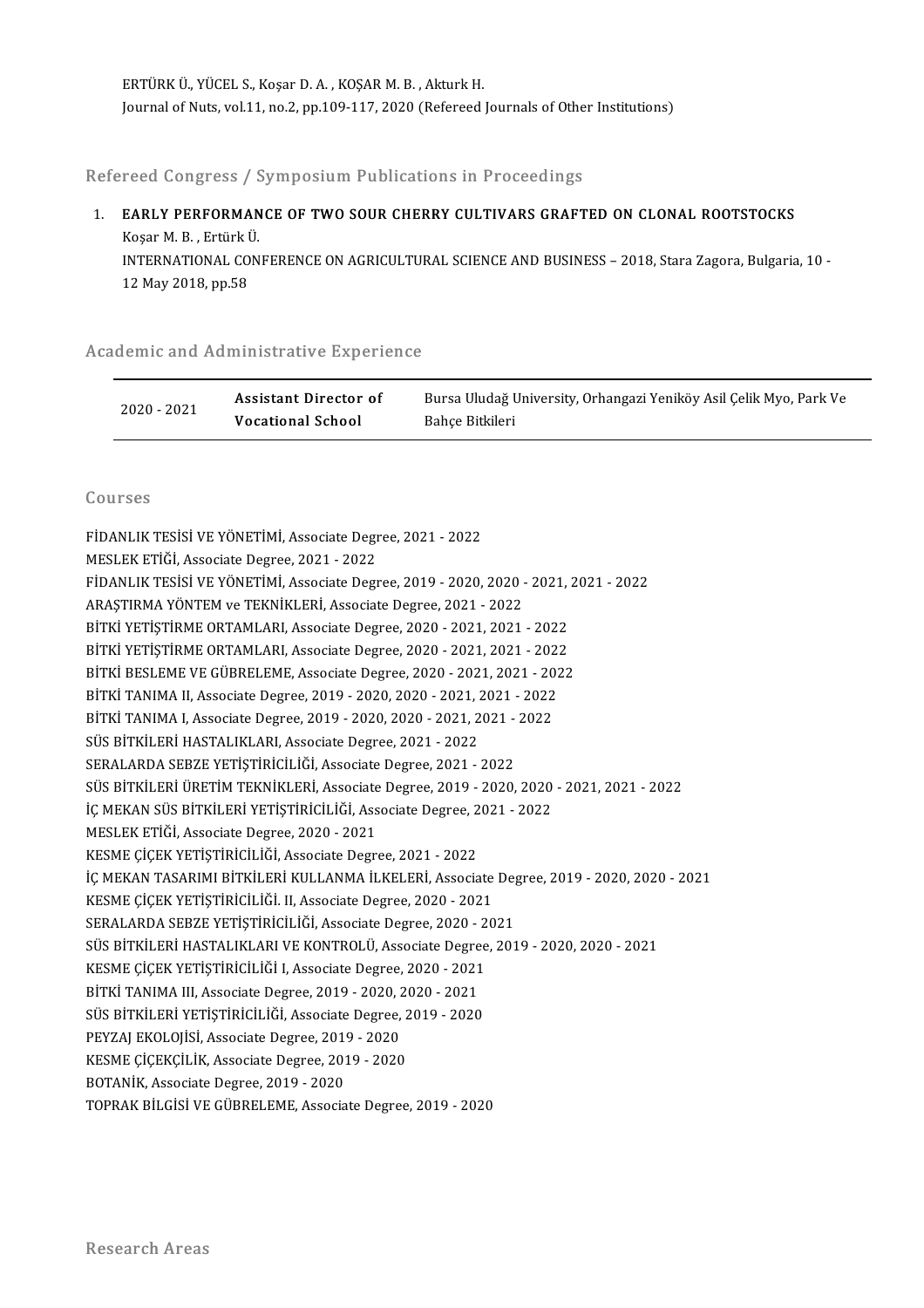ERTÜRK Ü., YÜCEL S., Koşar D. A. , KOŞAR M. B. , Akturk H.
Journal of Nuts, vol.11, no.2, pp.109-117, 2020 (Refereed Journals of Other Institutions)

## Refereed Congress / Symposium Publications in Proceedings

1. **EARLY PERFORMANCE OF TWO SOUR CHERRY CULTIVARS GRAFTED ON CLONAL ROOTSTOCKS**
   Koşar M. B. , Ertürk Ü.
   INTERNATIONAL CONFERENCE ON AGRICULTURAL SCIENCE AND BUSINESS – 2018, Stara Zagora, Bulgaria, 10 - 12 May 2018, pp.58

## Academic and Administrative Experience

| | | |
|---|---|---|
| 2020 - 2021 | **Assistant Director of Vocational School** | Bursa Uludağ University, Orhangazi Yeniköy Asil Çelik Myo, Park Ve Bahçe Bitkileri |

## Courses

FİDANLIK TESİSİ VE YÖNETİMİ, Associate Degree, 2021 - 2022
MESLEK ETİĞİ, Associate Degree, 2021 - 2022
FİDANLIK TESİSİ VE YÖNETİMİ, Associate Degree, 2019 - 2020, 2020 - 2021, 2021 - 2022
ARAŞTIRMA YÖNTEM ve TEKNİKLERİ, Associate Degree, 2021 - 2022
BİTKİ YETİŞTİRME ORTAMLARI, Associate Degree, 2020 - 2021, 2021 - 2022
BİTKİ YETİŞTİRME ORTAMLARI, Associate Degree, 2020 - 2021, 2021 - 2022
BİTKİ BESLEME VE GÜBRELEME, Associate Degree, 2020 - 2021, 2021 - 2022
BİTKİ TANIMA II, Associate Degree, 2019 - 2020, 2020 - 2021, 2021 - 2022
BİTKİ TANIMA I, Associate Degree, 2019 - 2020, 2020 - 2021, 2021 - 2022
SÜS BİTKİLERİ HASTALIKLARI, Associate Degree, 2021 - 2022
SERALARDA SEBZE YETİŞTİRİCİLİĞİ, Associate Degree, 2021 - 2022
SÜS BİTKİLERİ ÜRETİM TEKNİKLERİ, Associate Degree, 2019 - 2020, 2020 - 2021, 2021 - 2022
İÇ MEKAN SÜS BİTKİLERİ YETİŞTİRİCİLİĞİ, Associate Degree, 2021 - 2022
MESLEK ETİĞİ, Associate Degree, 2020 - 2021
KESME ÇİÇEK YETİŞTİRİCİLİĞİ, Associate Degree, 2021 - 2022
İÇ MEKAN TASARIMI BİTKİLERİ KULLANMA İLKELERİ, Associate Degree, 2019 - 2020, 2020 - 2021
KESME ÇİÇEK YETİŞTİRİCİLİĞİ. II, Associate Degree, 2020 - 2021
SERALARDA SEBZE YETİŞTİRİCİLİĞİ, Associate Degree, 2020 - 2021
SÜS BİTKİLERİ HASTALIKLARI VE KONTROLÜ, Associate Degree, 2019 - 2020, 2020 - 2021
KESME ÇİÇEK YETİŞTİRİCİLİĞİ I, Associate Degree, 2020 - 2021
BİTKİ TANIMA III, Associate Degree, 2019 - 2020, 2020 - 2021
SÜS BİTKİLERİ YETİŞTİRİCİLİĞİ, Associate Degree, 2019 - 2020
PEYZAJ EKOLOJİSİ, Associate Degree, 2019 - 2020
KESME ÇİÇEKÇİLİK, Associate Degree, 2019 - 2020
BOTANİK, Associate Degree, 2019 - 2020
TOPRAK BİLGİSİ VE GÜBRELEME, Associate Degree, 2019 - 2020

## Research Areas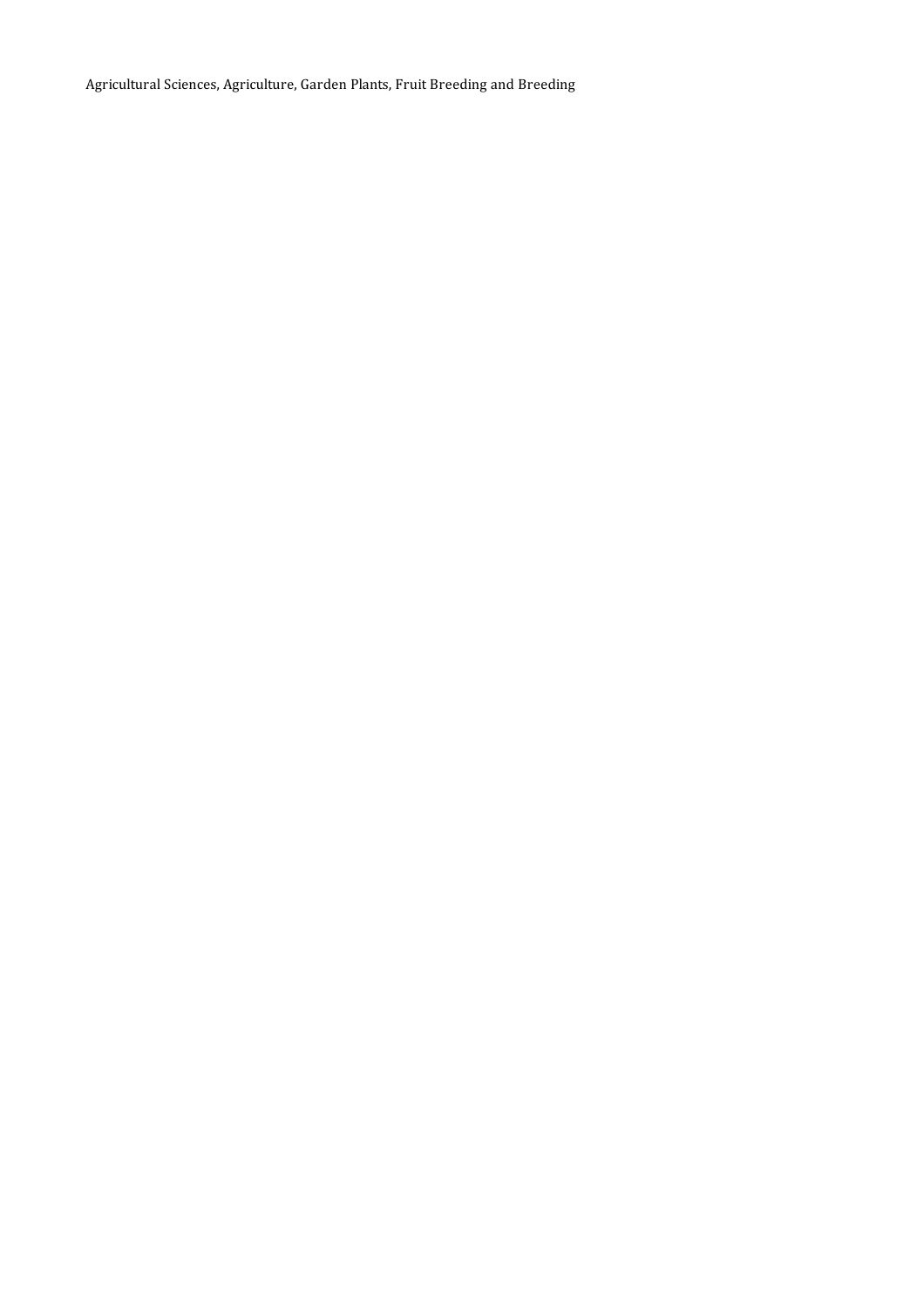Agricultural Sciences, Agriculture, Garden Plants, Fruit Breeding and Breeding